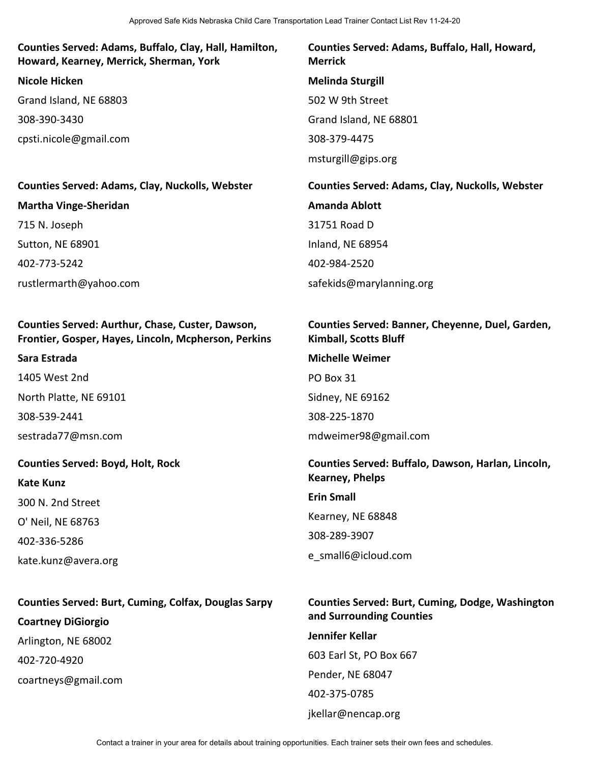**Counties Served: Adams, Buffalo, Clay, Hall, Hamilton, Howard, Kearney, Merrick, Sherman, York**

**Nicole Hicken**

Grand Island, NE 68803

308-390-3430

cpsti.nicole@gmail.com

**Counties Served: Adams, Buffalo, Hall, Howard, Merrick**

**Melinda Sturgill**

502 W 9th Street

Grand Island, NE 68801

308-379-4475

msturgill@gips.org

**Counties Served: Adams, Clay, Nuckolls, Webster**

**Martha Vinge-Sheridan**

715 N. Joseph

Sutton, NE 68901

402-773-5242

rustlermarth@yahoo.com

**Counties Served: Adams, Clay, Nuckolls, Webster**

**Amanda Ablott**

31751 Road D

Inland, NE 68954

402-984-2520

safekids@marylanning.org

**Counties Served: Aurthur, Chase, Custer, Dawson, Frontier, Gosper, Hayes, Lincoln, Mcpherson, Perkins**

**Sara Estrada**

1405 West 2nd

North Platte, NE 69101

308-539-2441

sestrada77@msn.com

**Counties Served: Banner, Cheyenne, Duel, Garden, Kimball, Scotts Bluff**

**Michelle Weimer**

PO Box 31

Sidney, NE 69162

308-225-1870

mdweimer98@gmail.com

**Counties Served: Boyd, Holt, Rock**

**Kate Kunz**

300 N. 2nd Street

O' Neil, NE 68763

402-336-5286

kate.kunz@avera.org

**Counties Served: Buffalo, Dawson, Harlan, Lincoln, Kearney, Phelps**

**Erin Small**

Kearney, NE 68848

308-289-3907

e_small6@icloud.com

**Counties Served: Burt, Cuming, Colfax, Douglas Sarpy**

**Coartney DiGiorgio**

Arlington, NE 68002

402-720-4920

coartneys@gmail.com

**Counties Served: Burt, Cuming, Dodge, Washington and Surrounding Counties**

**Jennifer Kellar**

603 Earl St, PO Box 667

Pender, NE 68047

402-375-0785

jkellar@nencap.org

Contact a trainer in your area for details about training opportunities. Each trainer sets their own fees and schedules.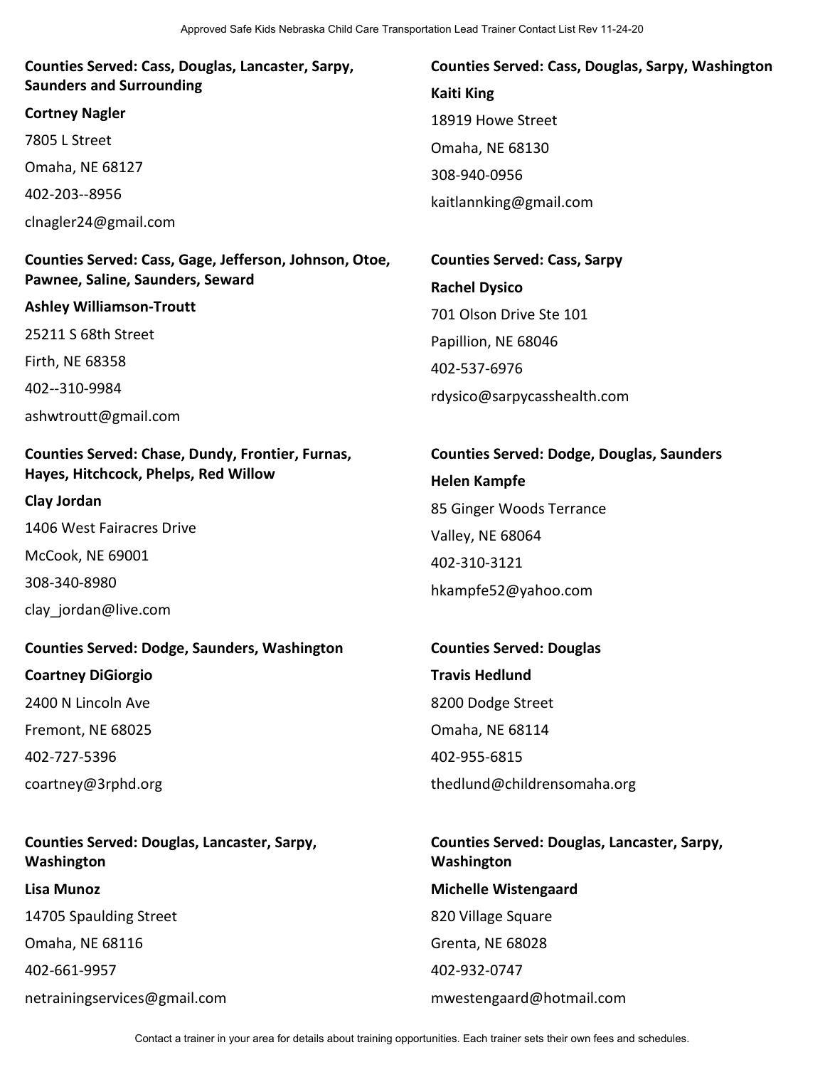**Counties Served: Cass, Douglas, Lancaster, Sarpy, Saunders and Surrounding**

**Cortney Nagler**

7805 L Street

Omaha, NE 68127

402-203--8956

clnagler24@gmail.com

**Counties Served: Cass, Douglas, Sarpy, Washington**

**Kaiti King**

18919 Howe Street

Omaha, NE 68130

308-940-0956

kaitlannking@gmail.com

**Counties Served: Cass, Gage, Jefferson, Johnson, Otoe, Pawnee, Saline, Saunders, Seward**

**Ashley Williamson-Troutt**

25211 S 68th Street

Firth, NE 68358

402--310-9984

ashwtroutt@gmail.com

**Counties Served: Cass, Sarpy**

**Rachel Dysico**

701 Olson Drive Ste 101

Papillion, NE 68046

402-537-6976

rdysico@sarpycasshealth.com

**Counties Served: Chase, Dundy, Frontier, Furnas, Hayes, Hitchcock, Phelps, Red Willow**

**Clay Jordan**

1406 West Fairacres Drive

McCook, NE 69001

308-340-8980

clay_jordan@live.com

**Counties Served: Dodge, Douglas, Saunders**

**Helen Kampfe**

85 Ginger Woods Terrance

Valley, NE 68064

402-310-3121

hkampfe52@yahoo.com

**Counties Served: Dodge, Saunders, Washington**

**Coartney DiGiorgio**

2400 N Lincoln Ave

Fremont, NE 68025

402-727-5396

coartney@3rphd.org

**Counties Served: Douglas**

**Travis Hedlund**

8200 Dodge Street

Omaha, NE 68114

402-955-6815

thedlund@childrensomaha.org

**Counties Served: Douglas, Lancaster, Sarpy, Washington**

**Lisa Munoz**

14705 Spaulding Street

Omaha, NE 68116

402-661-9957

netrainingservices@gmail.com

**Counties Served: Douglas, Lancaster, Sarpy, Washington**

**Michelle Wistengaard**

820 Village Square

Grenta, NE 68028

402-932-0747

mwestengaard@hotmail.com

Contact a trainer in your area for details about training opportunities. Each trainer sets their own fees and schedules.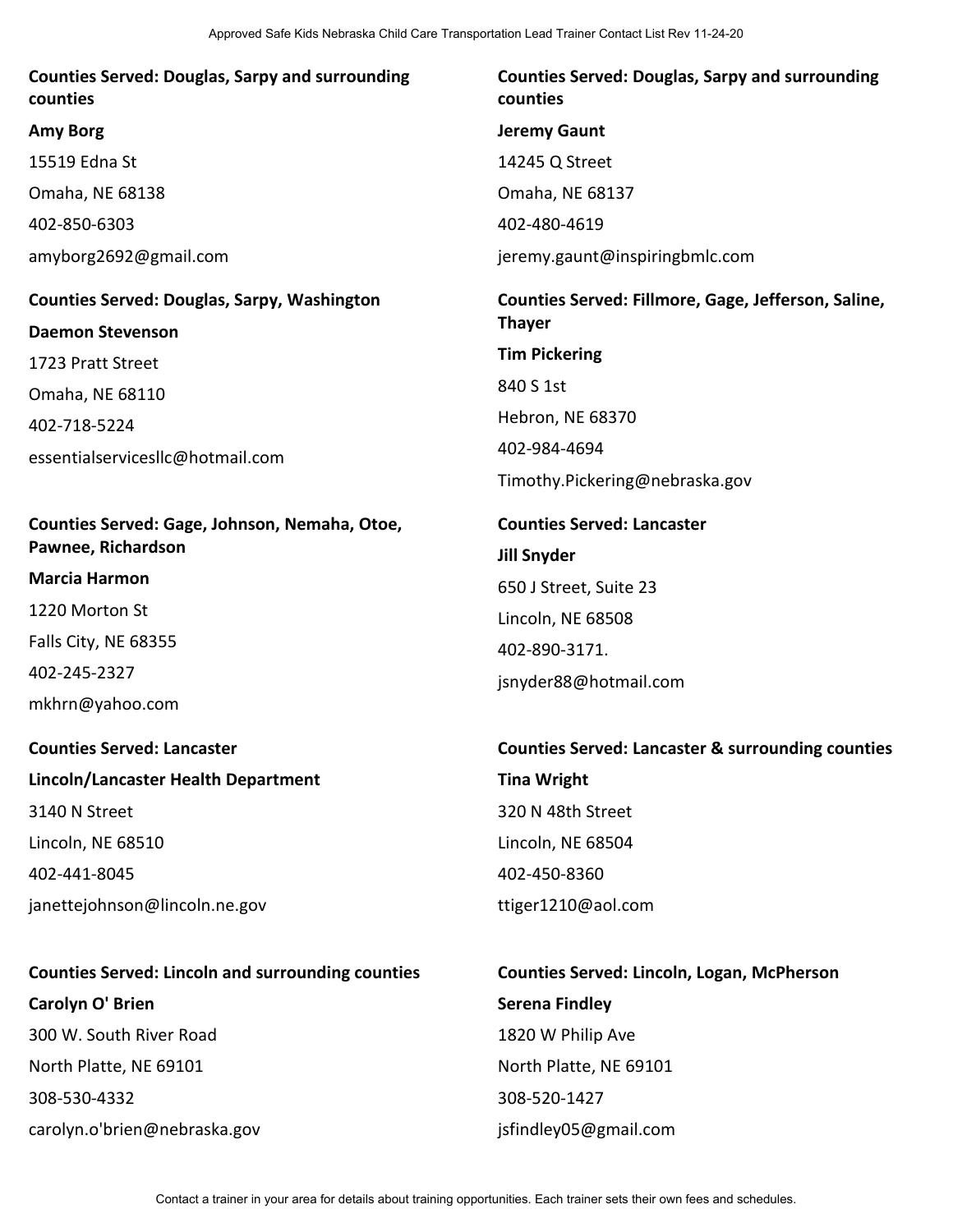**Counties Served: Douglas, Sarpy and surrounding counties**

**Amy Borg**

15519 Edna St

Omaha, NE 68138

402-850-6303

amyborg2692@gmail.com

**Counties Served: Douglas, Sarpy and surrounding counties**

**Jeremy Gaunt**

14245 Q Street

Omaha, NE 68137

402-480-4619

jeremy.gaunt@inspiringbmlc.com

**Counties Served: Douglas, Sarpy, Washington**

**Daemon Stevenson**

1723 Pratt Street

Omaha, NE 68110

402-718-5224

essentialservicesllc@hotmail.com

**Counties Served: Fillmore, Gage, Jefferson, Saline, Thayer**

**Tim Pickering**

840 S 1st

Hebron, NE 68370

402-984-4694

Timothy.Pickering@nebraska.gov

**Counties Served: Gage, Johnson, Nemaha, Otoe, Pawnee, Richardson**

**Marcia Harmon**

1220 Morton St

Falls City, NE 68355

402-245-2327

mkhrn@yahoo.com

**Counties Served: Lancaster**

**Jill Snyder**

650 J Street, Suite 23

Lincoln, NE 68508

402-890-3171.

jsnyder88@hotmail.com

**Counties Served: Lancaster**

**Lincoln/Lancaster Health Department**

3140 N Street

Lincoln, NE 68510

402-441-8045

janettejohnson@lincoln.ne.gov

**Counties Served: Lancaster & surrounding counties**

**Tina Wright**

320 N 48th Street

Lincoln, NE 68504

402-450-8360

ttiger1210@aol.com

**Counties Served: Lincoln and surrounding counties**

**Carolyn O' Brien**

300 W. South River Road

North Platte, NE 69101

308-530-4332

carolyn.o'brien@nebraska.gov

**Counties Served: Lincoln, Logan, McPherson**

**Serena Findley**

1820 W Philip Ave

North Platte, NE 69101

308-520-1427

jsfindley05@gmail.com

Contact a trainer in your area for details about training opportunities. Each trainer sets their own fees and schedules.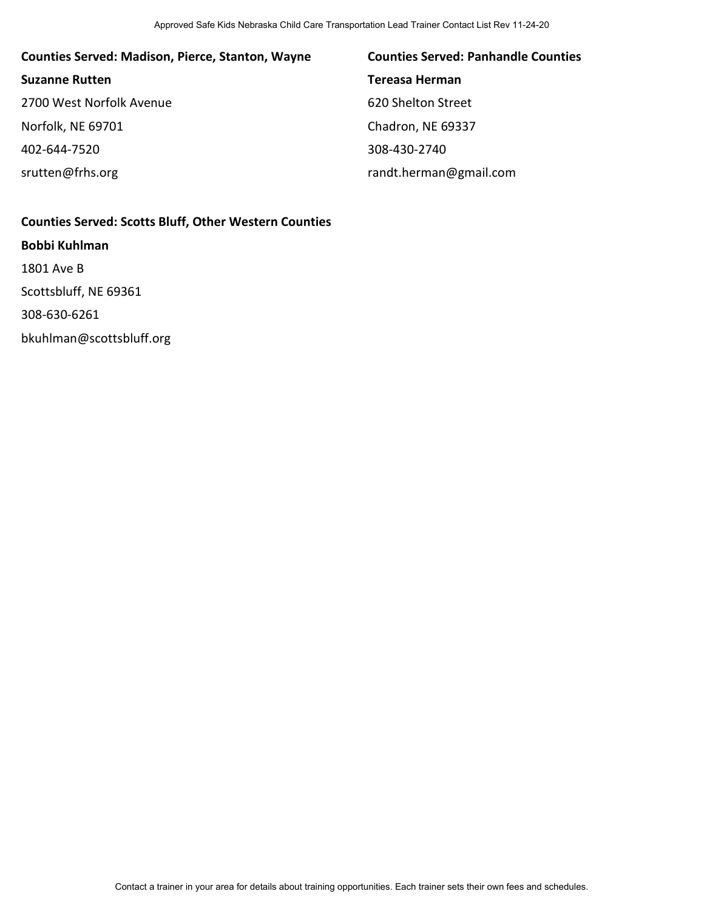**Counties Served: Madison, Pierce, Stanton, Wayne**

**Suzanne Rutten**

2700 West Norfolk Avenue

Norfolk, NE 69701

402-644-7520

srutten@frhs.org

**Counties Served: Panhandle Counties**

**Tereasa Herman**

620 Shelton Street

Chadron, NE 69337

308-430-2740

randt.herman@gmail.com

**Counties Served: Scotts Bluff, Other Western Counties**

**Bobbi Kuhlman**

1801 Ave B

Scottsbluff, NE 69361

308-630-6261

bkuhlman@scottsbluff.org

Contact a trainer in your area for details about training opportunities. Each trainer sets their own fees and schedules.